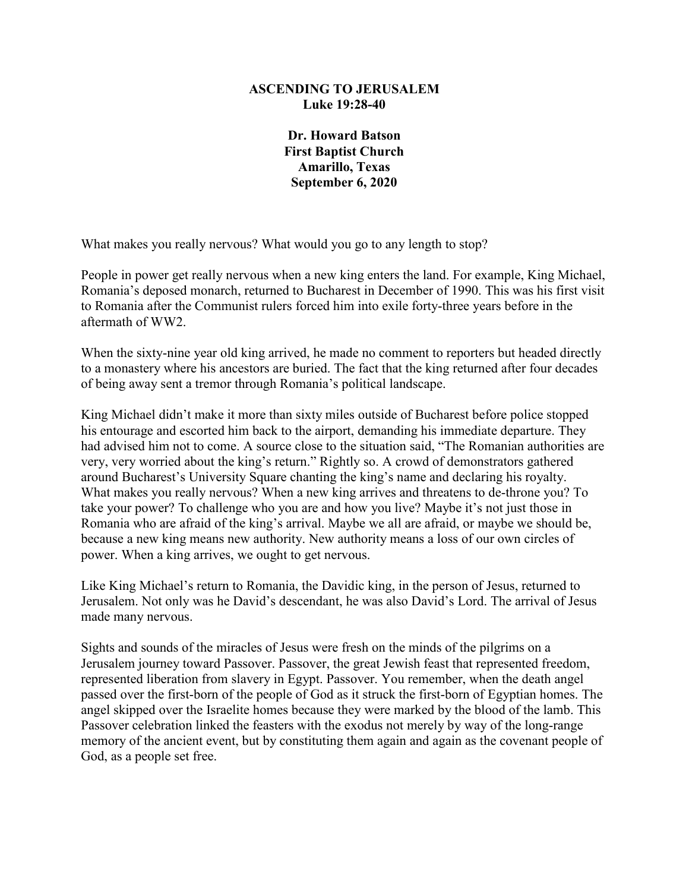**ASCENDING TO JERUSALEM**
**Luke 19:28-40**

**Dr. Howard Batson**
**First Baptist Church**
**Amarillo, Texas**
**September 6, 2020**

What makes you really nervous? What would you go to any length to stop?

People in power get really nervous when a new king enters the land. For example, King Michael, Romania's deposed monarch, returned to Bucharest in December of 1990. This was his first visit to Romania after the Communist rulers forced him into exile forty-three years before in the aftermath of WW2.

When the sixty-nine year old king arrived, he made no comment to reporters but headed directly to a monastery where his ancestors are buried. The fact that the king returned after four decades of being away sent a tremor through Romania's political landscape.

King Michael didn't make it more than sixty miles outside of Bucharest before police stopped his entourage and escorted him back to the airport, demanding his immediate departure. They had advised him not to come. A source close to the situation said, "The Romanian authorities are very, very worried about the king's return." Rightly so. A crowd of demonstrators gathered around Bucharest's University Square chanting the king's name and declaring his royalty. What makes you really nervous? When a new king arrives and threatens to de-throne you? To take your power? To challenge who you are and how you live? Maybe it's not just those in Romania who are afraid of the king's arrival. Maybe we all are afraid, or maybe we should be, because a new king means new authority. New authority means a loss of our own circles of power. When a king arrives, we ought to get nervous.

Like King Michael's return to Romania, the Davidic king, in the person of Jesus, returned to Jerusalem. Not only was he David's descendant, he was also David's Lord. The arrival of Jesus made many nervous.

Sights and sounds of the miracles of Jesus were fresh on the minds of the pilgrims on a Jerusalem journey toward Passover. Passover, the great Jewish feast that represented freedom, represented liberation from slavery in Egypt. Passover. You remember, when the death angel passed over the first-born of the people of God as it struck the first-born of Egyptian homes. The angel skipped over the Israelite homes because they were marked by the blood of the lamb. This Passover celebration linked the feasters with the exodus not merely by way of the long-range memory of the ancient event, but by constituting them again and again as the covenant people of God, as a people set free.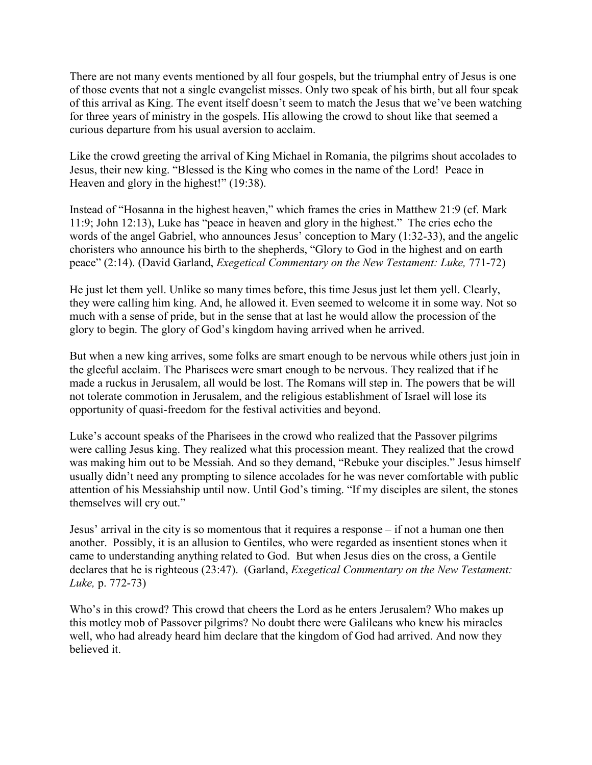There are not many events mentioned by all four gospels, but the triumphal entry of Jesus is one of those events that not a single evangelist misses. Only two speak of his birth, but all four speak of this arrival as King. The event itself doesn't seem to match the Jesus that we've been watching for three years of ministry in the gospels. His allowing the crowd to shout like that seemed a curious departure from his usual aversion to acclaim.

Like the crowd greeting the arrival of King Michael in Romania, the pilgrims shout accolades to Jesus, their new king. "Blessed is the King who comes in the name of the Lord! Peace in Heaven and glory in the highest!" (19:38).

Instead of "Hosanna in the highest heaven," which frames the cries in Matthew 21:9 (cf. Mark 11:9; John 12:13), Luke has "peace in heaven and glory in the highest." The cries echo the words of the angel Gabriel, who announces Jesus' conception to Mary (1:32-33), and the angelic choristers who announce his birth to the shepherds, "Glory to God in the highest and on earth peace" (2:14). (David Garland, *Exegetical Commentary on the New Testament: Luke,* 771-72)

He just let them yell. Unlike so many times before, this time Jesus just let them yell. Clearly, they were calling him king. And, he allowed it. Even seemed to welcome it in some way. Not so much with a sense of pride, but in the sense that at last he would allow the procession of the glory to begin. The glory of God's kingdom having arrived when he arrived.

But when a new king arrives, some folks are smart enough to be nervous while others just join in the gleeful acclaim. The Pharisees were smart enough to be nervous. They realized that if he made a ruckus in Jerusalem, all would be lost. The Romans will step in. The powers that be will not tolerate commotion in Jerusalem, and the religious establishment of Israel will lose its opportunity of quasi-freedom for the festival activities and beyond.

Luke's account speaks of the Pharisees in the crowd who realized that the Passover pilgrims were calling Jesus king. They realized what this procession meant. They realized that the crowd was making him out to be Messiah. And so they demand, "Rebuke your disciples." Jesus himself usually didn't need any prompting to silence accolades for he was never comfortable with public attention of his Messiahship until now. Until God's timing. "If my disciples are silent, the stones themselves will cry out."

Jesus' arrival in the city is so momentous that it requires a response – if not a human one then another. Possibly, it is an allusion to Gentiles, who were regarded as insentient stones when it came to understanding anything related to God. But when Jesus dies on the cross, a Gentile declares that he is righteous (23:47). (Garland, *Exegetical Commentary on the New Testament: Luke,* p. 772-73)

Who's in this crowd? This crowd that cheers the Lord as he enters Jerusalem? Who makes up this motley mob of Passover pilgrims? No doubt there were Galileans who knew his miracles well, who had already heard him declare that the kingdom of God had arrived. And now they believed it.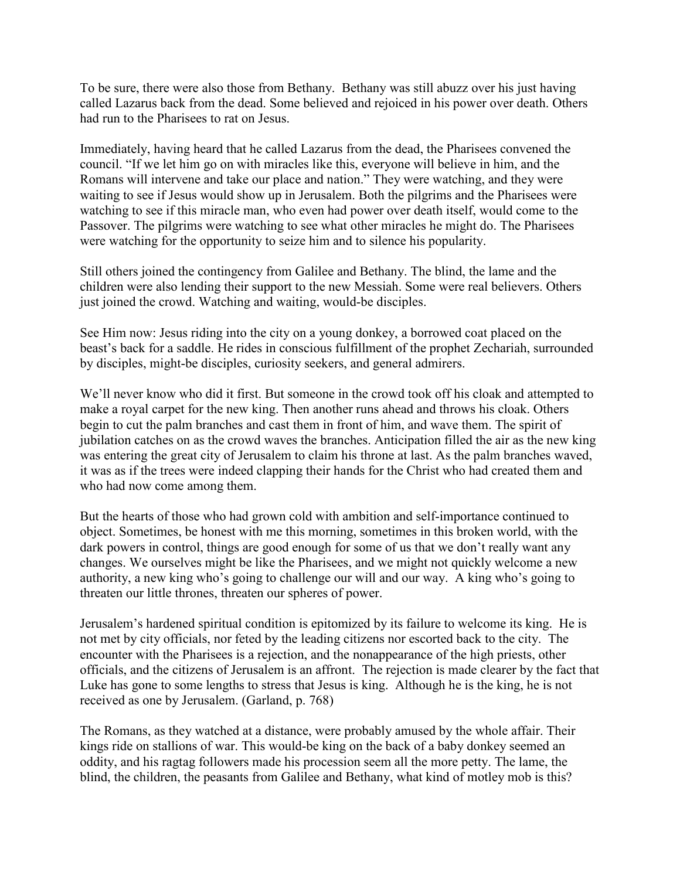To be sure, there were also those from Bethany. Bethany was still abuzz over his just having called Lazarus back from the dead. Some believed and rejoiced in his power over death. Others had run to the Pharisees to rat on Jesus.

Immediately, having heard that he called Lazarus from the dead, the Pharisees convened the council. "If we let him go on with miracles like this, everyone will believe in him, and the Romans will intervene and take our place and nation." They were watching, and they were waiting to see if Jesus would show up in Jerusalem. Both the pilgrims and the Pharisees were watching to see if this miracle man, who even had power over death itself, would come to the Passover. The pilgrims were watching to see what other miracles he might do. The Pharisees were watching for the opportunity to seize him and to silence his popularity.

Still others joined the contingency from Galilee and Bethany. The blind, the lame and the children were also lending their support to the new Messiah. Some were real believers. Others just joined the crowd. Watching and waiting, would-be disciples.

See Him now: Jesus riding into the city on a young donkey, a borrowed coat placed on the beast's back for a saddle. He rides in conscious fulfillment of the prophet Zechariah, surrounded by disciples, might-be disciples, curiosity seekers, and general admirers.

We'll never know who did it first. But someone in the crowd took off his cloak and attempted to make a royal carpet for the new king. Then another runs ahead and throws his cloak. Others begin to cut the palm branches and cast them in front of him, and wave them. The spirit of jubilation catches on as the crowd waves the branches. Anticipation filled the air as the new king was entering the great city of Jerusalem to claim his throne at last. As the palm branches waved, it was as if the trees were indeed clapping their hands for the Christ who had created them and who had now come among them.

But the hearts of those who had grown cold with ambition and self-importance continued to object. Sometimes, be honest with me this morning, sometimes in this broken world, with the dark powers in control, things are good enough for some of us that we don't really want any changes. We ourselves might be like the Pharisees, and we might not quickly welcome a new authority, a new king who's going to challenge our will and our way. A king who's going to threaten our little thrones, threaten our spheres of power.

Jerusalem's hardened spiritual condition is epitomized by its failure to welcome its king. He is not met by city officials, nor feted by the leading citizens nor escorted back to the city. The encounter with the Pharisees is a rejection, and the nonappearance of the high priests, other officials, and the citizens of Jerusalem is an affront. The rejection is made clearer by the fact that Luke has gone to some lengths to stress that Jesus is king. Although he is the king, he is not received as one by Jerusalem. (Garland, p. 768)

The Romans, as they watched at a distance, were probably amused by the whole affair. Their kings ride on stallions of war. This would-be king on the back of a baby donkey seemed an oddity, and his ragtag followers made his procession seem all the more petty. The lame, the blind, the children, the peasants from Galilee and Bethany, what kind of motley mob is this?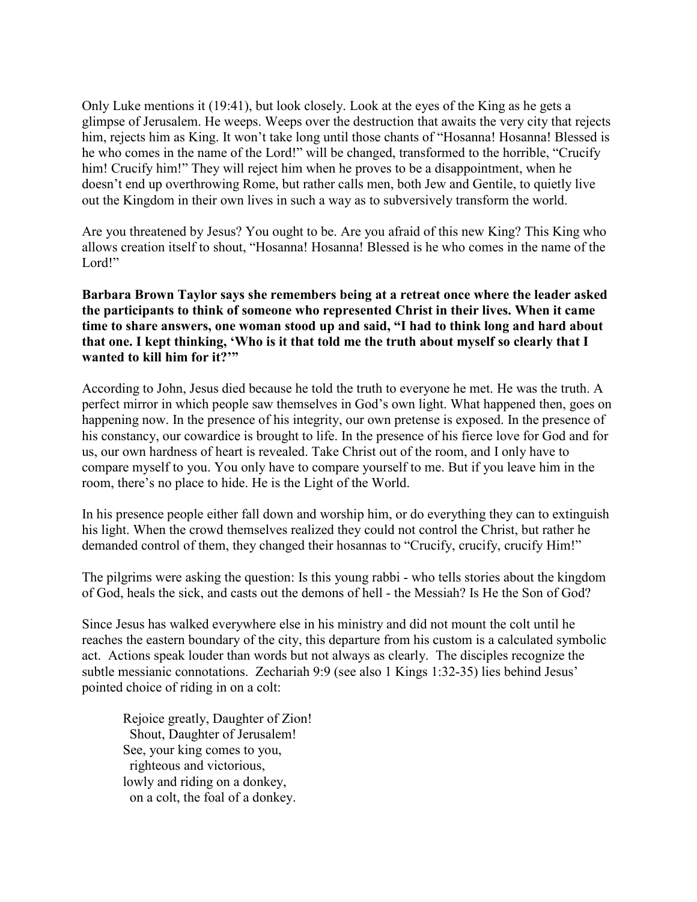Only Luke mentions it (19:41), but look closely. Look at the eyes of the King as he gets a glimpse of Jerusalem. He weeps. Weeps over the destruction that awaits the very city that rejects him, rejects him as King. It won't take long until those chants of "Hosanna! Hosanna! Blessed is he who comes in the name of the Lord!" will be changed, transformed to the horrible, "Crucify him! Crucify him!" They will reject him when he proves to be a disappointment, when he doesn't end up overthrowing Rome, but rather calls men, both Jew and Gentile, to quietly live out the Kingdom in their own lives in such a way as to subversively transform the world.

Are you threatened by Jesus? You ought to be. Are you afraid of this new King? This King who allows creation itself to shout, "Hosanna! Hosanna! Blessed is he who comes in the name of the Lord!"

**Barbara Brown Taylor says she remembers being at a retreat once where the leader asked the participants to think of someone who represented Christ in their lives. When it came time to share answers, one woman stood up and said, "I had to think long and hard about that one. I kept thinking, 'Who is it that told me the truth about myself so clearly that I wanted to kill him for it?'"**

According to John, Jesus died because he told the truth to everyone he met. He was the truth. A perfect mirror in which people saw themselves in God's own light. What happened then, goes on happening now. In the presence of his integrity, our own pretense is exposed. In the presence of his constancy, our cowardice is brought to life. In the presence of his fierce love for God and for us, our own hardness of heart is revealed. Take Christ out of the room, and I only have to compare myself to you. You only have to compare yourself to me. But if you leave him in the room, there's no place to hide. He is the Light of the World.

In his presence people either fall down and worship him, or do everything they can to extinguish his light. When the crowd themselves realized they could not control the Christ, but rather he demanded control of them, they changed their hosannas to "Crucify, crucify, crucify Him!"

The pilgrims were asking the question: Is this young rabbi - who tells stories about the kingdom of God, heals the sick, and casts out the demons of hell - the Messiah? Is He the Son of God?

Since Jesus has walked everywhere else in his ministry and did not mount the colt until he reaches the eastern boundary of the city, this departure from his custom is a calculated symbolic act. Actions speak louder than words but not always as clearly. The disciples recognize the subtle messianic connotations. Zechariah 9:9 (see also 1 Kings 1:32-35) lies behind Jesus' pointed choice of riding in on a colt:

> Rejoice greatly, Daughter of Zion!
> Shout, Daughter of Jerusalem!
> See, your king comes to you,
> righteous and victorious,
> lowly and riding on a donkey,
> on a colt, the foal of a donkey.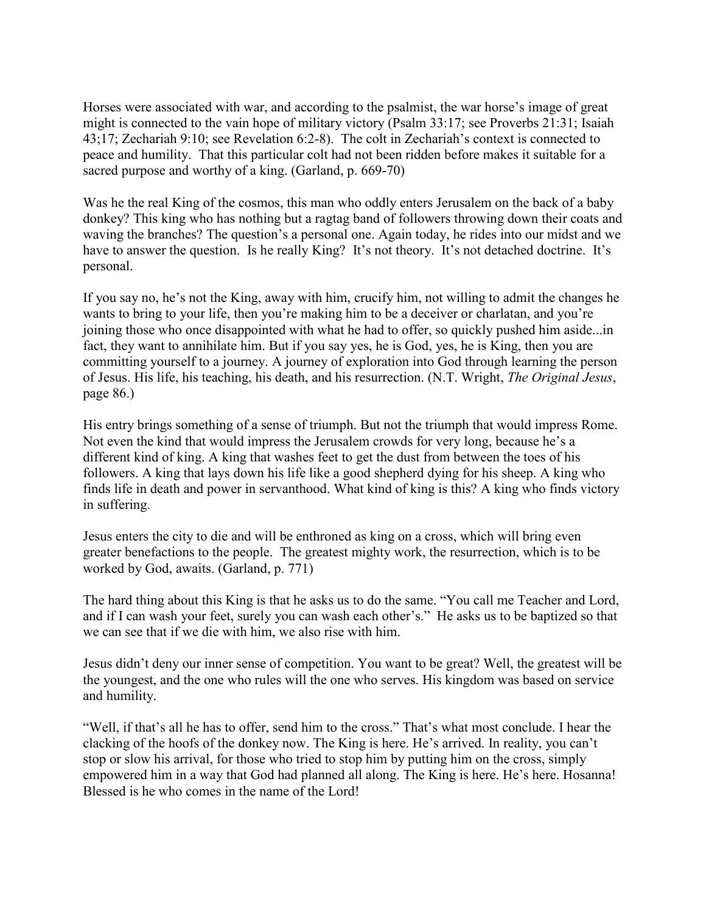Horses were associated with war, and according to the psalmist, the war horse's image of great might is connected to the vain hope of military victory (Psalm 33:17; see Proverbs 21:31; Isaiah 43;17; Zechariah 9:10; see Revelation 6:2-8). The colt in Zechariah's context is connected to peace and humility. That this particular colt had not been ridden before makes it suitable for a sacred purpose and worthy of a king. (Garland, p. 669-70)

Was he the real King of the cosmos, this man who oddly enters Jerusalem on the back of a baby donkey? This king who has nothing but a ragtag band of followers throwing down their coats and waving the branches? The question's a personal one. Again today, he rides into our midst and we have to answer the question. Is he really King? It's not theory. It's not detached doctrine. It's personal.

If you say no, he's not the King, away with him, crucify him, not willing to admit the changes he wants to bring to your life, then you're making him to be a deceiver or charlatan, and you're joining those who once disappointed with what he had to offer, so quickly pushed him aside...in fact, they want to annihilate him. But if you say yes, he is God, yes, he is King, then you are committing yourself to a journey. A journey of exploration into God through learning the person of Jesus. His life, his teaching, his death, and his resurrection. (N.T. Wright, *The Original Jesus*, page 86.)

His entry brings something of a sense of triumph. But not the triumph that would impress Rome. Not even the kind that would impress the Jerusalem crowds for very long, because he's a different kind of king. A king that washes feet to get the dust from between the toes of his followers. A king that lays down his life like a good shepherd dying for his sheep. A king who finds life in death and power in servanthood. What kind of king is this? A king who finds victory in suffering.

Jesus enters the city to die and will be enthroned as king on a cross, which will bring even greater benefactions to the people. The greatest mighty work, the resurrection, which is to be worked by God, awaits. (Garland, p. 771)

The hard thing about this King is that he asks us to do the same. "You call me Teacher and Lord, and if I can wash your feet, surely you can wash each other's." He asks us to be baptized so that we can see that if we die with him, we also rise with him.

Jesus didn't deny our inner sense of competition. You want to be great? Well, the greatest will be the youngest, and the one who rules will the one who serves. His kingdom was based on service and humility.

"Well, if that's all he has to offer, send him to the cross." That's what most conclude. I hear the clacking of the hoofs of the donkey now. The King is here. He's arrived. In reality, you can't stop or slow his arrival, for those who tried to stop him by putting him on the cross, simply empowered him in a way that God had planned all along. The King is here. He's here. Hosanna! Blessed is he who comes in the name of the Lord!